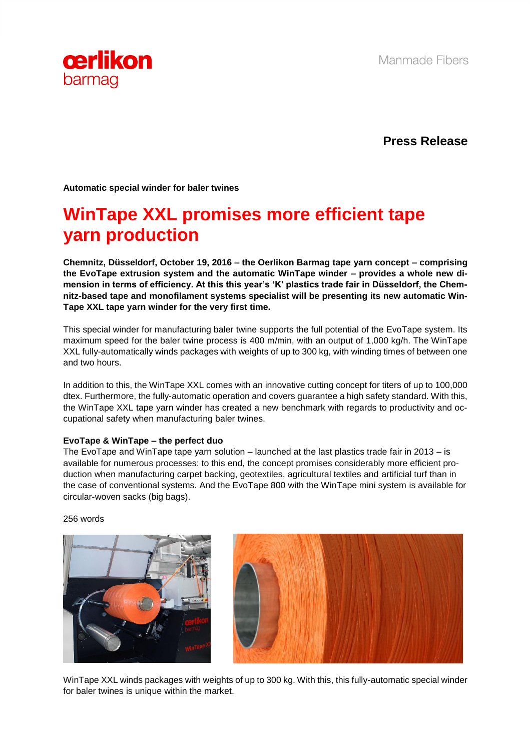oerlikon
barmag

Manmade Fibers

**Press Release**

**Automatic special winder for baler twines**

# WinTape XXL promises more efficient tape yarn production

**Chemnitz, Düsseldorf, October 19, 2016 – the Oerlikon Barmag tape yarn concept – comprising the EvoTape extrusion system and the automatic WinTape winder – provides a whole new dimension in terms of efficiency. At this this year's 'K' plastics trade fair in Düsseldorf, the Chemnitz-based tape and monofilament systems specialist will be presenting its new automatic WinTape XXL tape yarn winder for the very first time.**

This special winder for manufacturing baler twine supports the full potential of the EvoTape system. Its maximum speed for the baler twine process is 400 m/min, with an output of 1,000 kg/h. The WinTape XXL fully-automatically winds packages with weights of up to 300 kg, with winding times of between one and two hours.

In addition to this, the WinTape XXL comes with an innovative cutting concept for titers of up to 100,000 dtex. Furthermore, the fully-automatic operation and covers guarantee a high safety standard. With this, the WinTape XXL tape yarn winder has created a new benchmark with regards to productivity and occupational safety when manufacturing baler twines.

**EvoTape & WinTape – the perfect duo**
The EvoTape and WinTape tape yarn solution – launched at the last plastics trade fair in 2013 – is available for numerous processes: to this end, the concept promises considerably more efficient production when manufacturing carpet backing, geotextiles, agricultural textiles and artificial turf than in the case of conventional systems. And the EvoTape 800 with the WinTape mini system is available for circular-woven sacks (big bags).

256 words

WinTape XXL winds packages with weights of up to 300 kg. With this, this fully-automatic special winder for baler twines is unique within the market.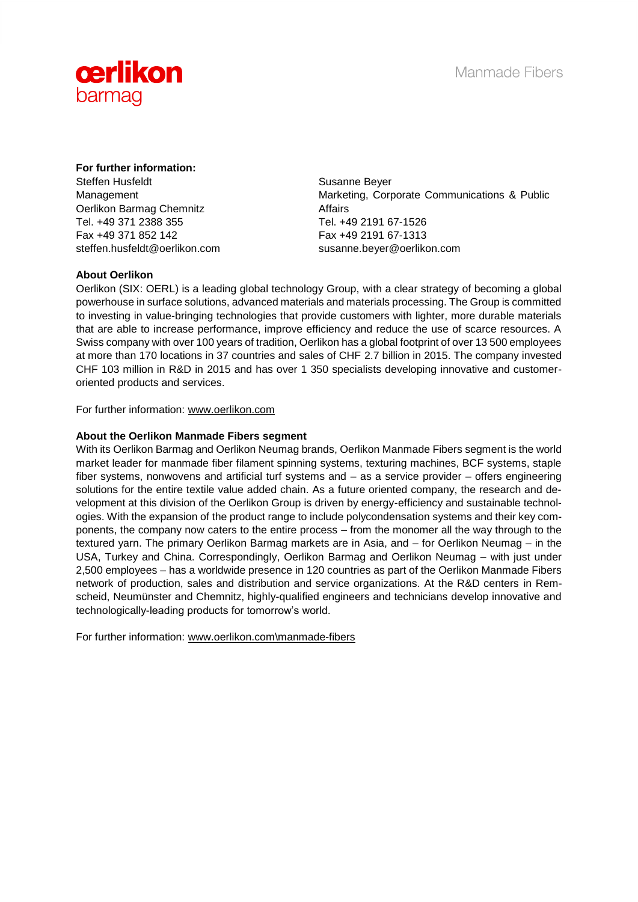**For further information:**

Steffen Husfeldt
Management
Oerlikon Barmag Chemnitz
Tel. +49 371 2388 355
Fax +49 371 852 142
steffen.husfeldt@oerlikon.com

Susanne Beyer
Marketing, Corporate Communications & Public Affairs
Tel. +49 2191 67-1526
Fax +49 2191 67-1313
susanne.beyer@oerlikon.com

**About Oerlikon**

Oerlikon (SIX: OERL) is a leading global technology Group, with a clear strategy of becoming a global powerhouse in surface solutions, advanced materials and materials processing. The Group is committed to investing in value-bringing technologies that provide customers with lighter, more durable materials that are able to increase performance, improve efficiency and reduce the use of scarce resources. A Swiss company with over 100 years of tradition, Oerlikon has a global footprint of over 13 500 employees at more than 170 locations in 37 countries and sales of CHF 2.7 billion in 2015. The company invested CHF 103 million in R&D in 2015 and has over 1 350 specialists developing innovative and customer-oriented products and services.

For further information: www.oerlikon.com

**About the Oerlikon Manmade Fibers segment**

With its Oerlikon Barmag and Oerlikon Neumag brands, Oerlikon Manmade Fibers segment is the world market leader for manmade fiber filament spinning systems, texturing machines, BCF systems, staple fiber systems, nonwovens and artificial turf systems and – as a service provider – offers engineering solutions for the entire textile value added chain. As a future oriented company, the research and development at this division of the Oerlikon Group is driven by energy-efficiency and sustainable technologies. With the expansion of the product range to include polycondensation systems and their key components, the company now caters to the entire process – from the monomer all the way through to the textured yarn. The primary Oerlikon Barmag markets are in Asia, and – for Oerlikon Neumag – in the USA, Turkey and China. Correspondingly, Oerlikon Barmag and Oerlikon Neumag – with just under 2,500 employees – has a worldwide presence in 120 countries as part of the Oerlikon Manmade Fibers network of production, sales and distribution and service organizations. At the R&D centers in Remscheid, Neumünster and Chemnitz, highly-qualified engineers and technicians develop innovative and technologically-leading products for tomorrow's world.

For further information: www.oerlikon.com\manmade-fibers